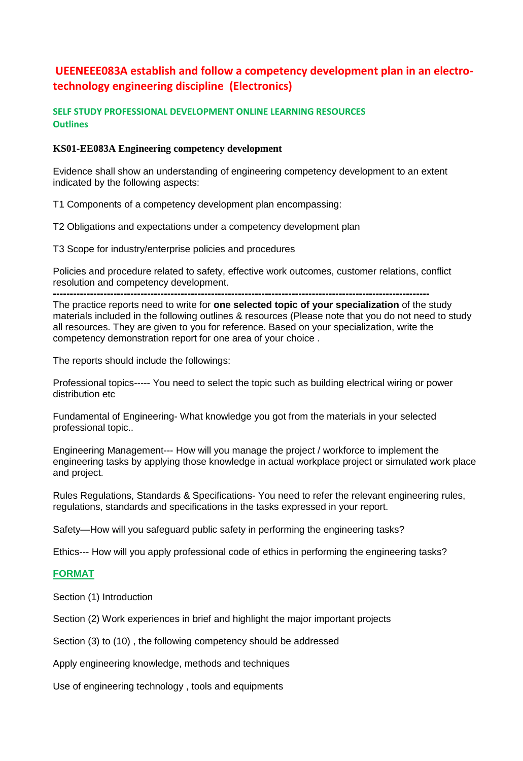# UEENEEE083A establish and follow a competency development plan in an electro-technology engineering discipline (Electronics)

## SELF STUDY PROFESSIONAL DEVELOPMENT ONLINE LEARNING RESOURCES

## Outlines

**KS01-EE083A Engineering competency development**

Evidence shall show an understanding of engineering competency development to an extent indicated by the following aspects:

T1 Components of a competency development plan encompassing:

T2 Obligations and expectations under a competency development plan

T3 Scope for industry/enterprise policies and procedures

Policies and procedure related to safety, effective work outcomes, customer relations, conflict resolution and competency development.

---

The practice reports need to write for **one selected topic of your specialization** of the study materials included in the following outlines & resources (Please note that you do not need to study all resources. They are given to you for reference. Based on your specialization, write the competency demonstration report for one area of your choice .

The reports should include the followings:

Professional topics----- You need to select the topic such as building electrical wiring or power distribution etc

Fundamental of Engineering- What knowledge you got from the materials in your selected professional topic..

Engineering Management--- How will you manage the project / workforce to implement the engineering tasks by applying those knowledge in actual workplace project or simulated work place and project.

Rules Regulations, Standards & Specifications- You need to refer the relevant engineering rules, regulations, standards and specifications in the tasks expressed in your report.

Safety—How will you safeguard public safety in performing the engineering tasks?

Ethics--- How will you apply professional code of ethics in performing the engineering tasks?

## FORMAT

Section (1) Introduction

Section (2) Work experiences in brief and highlight the major important projects

Section (3) to (10) , the following competency should be addressed

Apply engineering knowledge, methods and techniques

Use of engineering technology , tools and equipments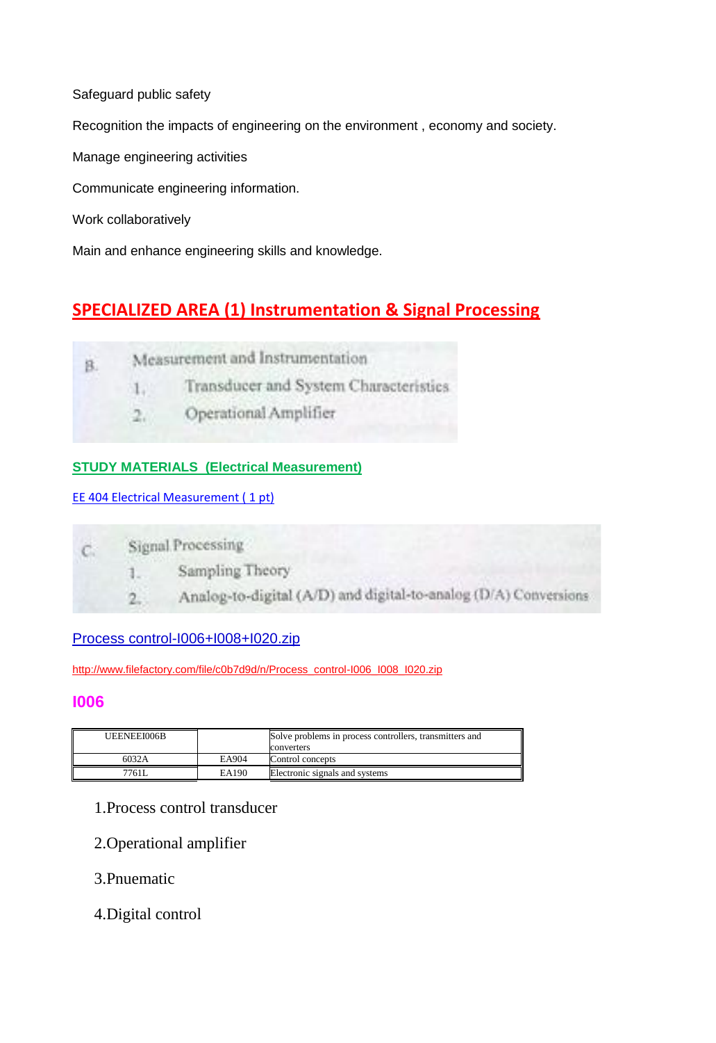Safeguard public safety

Recognition the impacts of engineering on the environment , economy and society.

Manage engineering activities

Communicate engineering information.

Work collaboratively

Main and enhance engineering skills and knowledge.

## SPECIALIZED AREA (1) Instrumentation & Signal Processing

B. Measurement and Instrumentation

1. Transducer and System Characteristics
2. Operational Amplifier

**STUDY MATERIALS (Electrical Measurement)**

EE 404 Electrical Measurement ( 1 pt)

C. Signal Processing

1. Sampling Theory
2. Analog-to-digital (A/D) and digital-to-analog (D/A) Conversions

Process control-I006+I008+I020.zip

http://www.filefactory.com/file/c0b7d9d/n/Process_control-I006_I008_I020.zip

## I006

| UEENEEI006B | | Solve problems in process controllers, transmitters and converters |
|---|---|---|
| 6032A | EA904 | Control concepts |
| 7761L | EA190 | Electronic signals and systems |

1.Process control transducer

2.Operational amplifier

3.Pnuematic

4.Digital control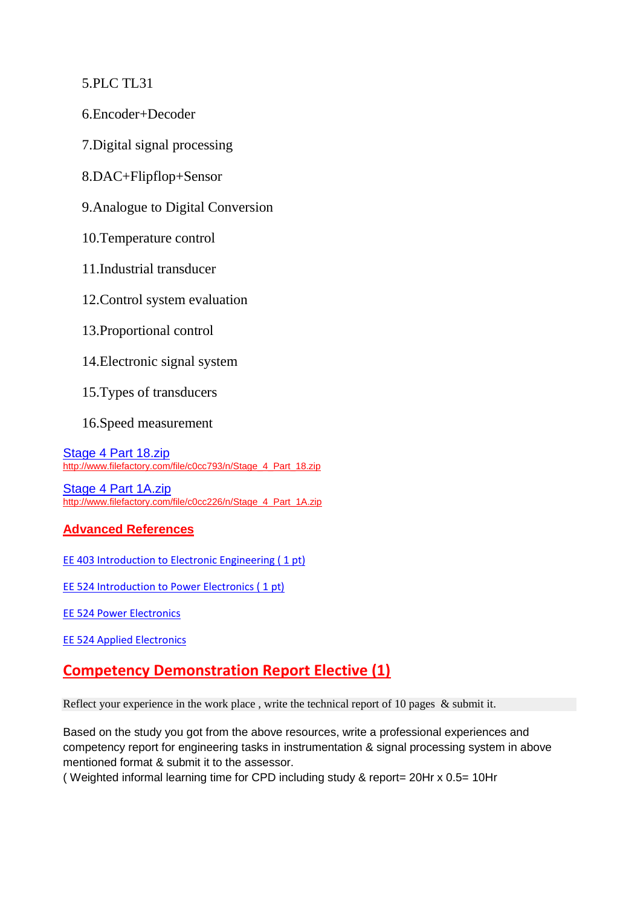5.PLC TL31

6.Encoder+Decoder

7.Digital signal processing

8.DAC+Flipflop+Sensor

9.Analogue to Digital Conversion

10.Temperature control

11.Industrial transducer

12.Control system evaluation

13.Proportional control

14.Electronic signal system

15.Types of transducers

16.Speed measurement

[Stage 4 Part 18.zip](http://www.filefactory.com/file/c0cc793/n/Stage_4_Part_18.zip)
http://www.filefactory.com/file/c0cc793/n/Stage_4_Part_18.zip

[Stage 4 Part 1A.zip](http://www.filefactory.com/file/c0cc226/n/Stage_4_Part_1A.zip)
http://www.filefactory.com/file/c0cc226/n/Stage_4_Part_1A.zip

### Advanced References

EE 403 Introduction to Electronic Engineering ( 1 pt)

EE 524 Introduction to Power Electronics ( 1 pt)

EE 524 Power Electronics

EE 524 Applied Electronics

## Competency Demonstration Report Elective (1)

Reflect your experience in the work place , write the technical report of 10 pages & submit it.

Based on the study you got from the above resources, write a professional experiences and competency report for engineering tasks in instrumentation & signal processing system in above mentioned format & submit it to the assessor.
( Weighted informal learning time for CPD including study & report= 20Hr x 0.5= 10Hr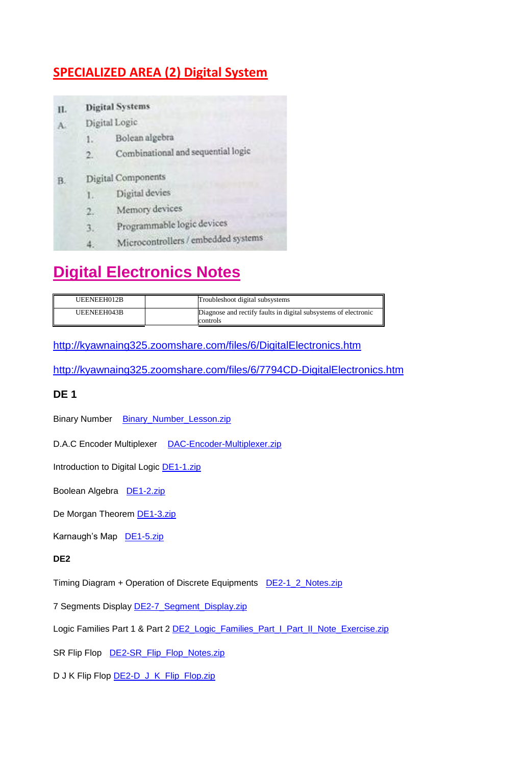## SPECIALIZED AREA (2) Digital System

II. **Digital Systems**

A. Digital Logic

1. Bolean algebra
2. Combinational and sequential logic

B. Digital Components

1. Digital devies
2. Memory devices
3. Programmable logic devices
4. Microcontrollers / embedded systems

# Digital Electronics Notes

| UEENEEH012B | | Troubleshoot digital subsystems |
|---|---|---|
| UEENEEH043B | | Diagnose and rectify faults in digital subsystems of electronic controls |

http://kyawnaing325.zoomshare.com/files/6/DigitalElectronics.htm

http://kyawnaing325.zoomshare.com/files/6/7794CD-DigitalElectronics.htm

### DE 1

Binary Number Binary_Number_Lesson.zip

D.A.C Encoder Multiplexer DAC-Encoder-Multiplexer.zip

Introduction to Digital Logic DE1-1.zip

Boolean Algebra DE1-2.zip

De Morgan Theorem DE1-3.zip

Karnaugh's Map DE1-5.zip

**DE2**

Timing Diagram + Operation of Discrete Equipments DE2-1_2_Notes.zip

7 Segments Display DE2-7_Segment_Display.zip

Logic Families Part 1 & Part 2 DE2_Logic_Families_Part_I_Part_II_Note_Exercise.zip

SR Flip Flop DE2-SR_Flip_Flop_Notes.zip

D J K Flip Flop DE2-D_J_K_Flip_Flop.zip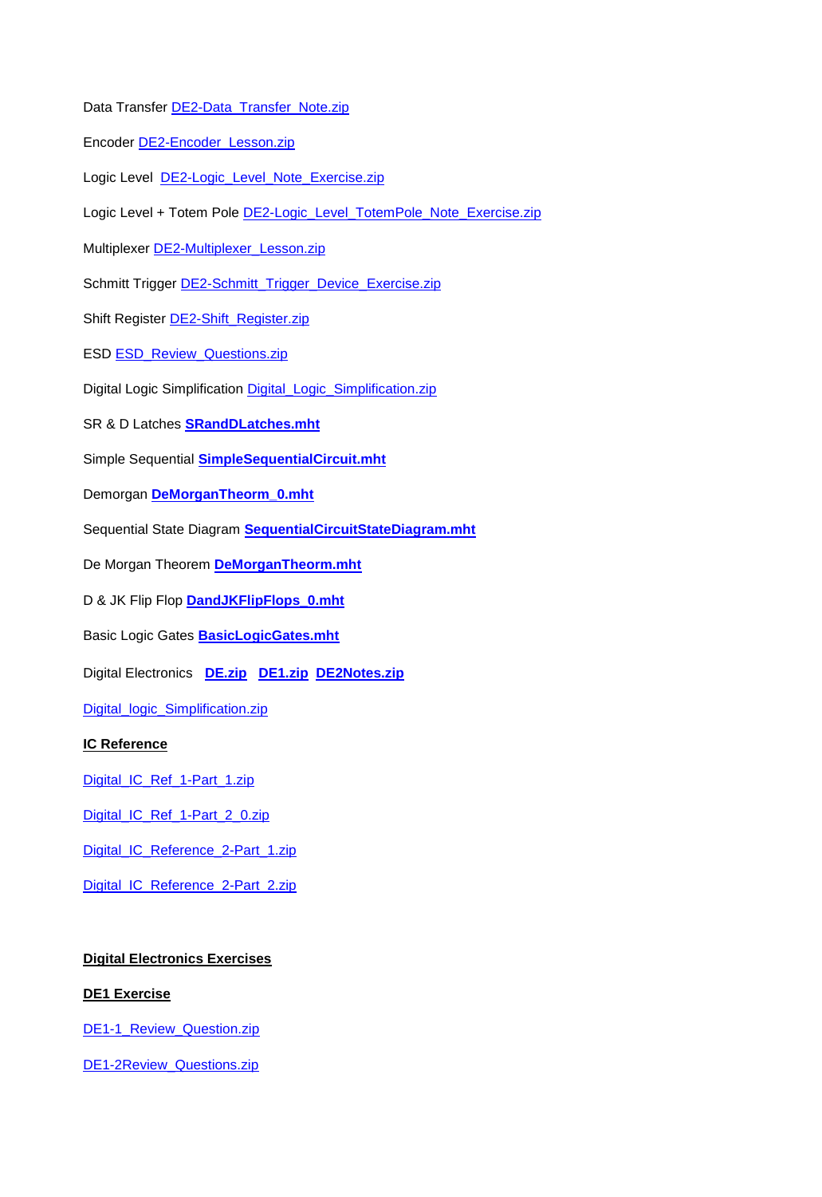Data Transfer DE2-Data_Transfer_Note.zip

Encoder DE2-Encoder_Lesson.zip

Logic Level DE2-Logic_Level_Note_Exercise.zip

Logic Level + Totem Pole DE2-Logic_Level_TotemPole_Note_Exercise.zip

Multiplexer DE2-Multiplexer_Lesson.zip

Schmitt Trigger DE2-Schmitt_Trigger_Device_Exercise.zip

Shift Register DE2-Shift_Register.zip

ESD ESD_Review_Questions.zip

Digital Logic Simplification Digital_Logic_Simplification.zip

SR & D Latches **SRandDLatches.mht**

Simple Sequential **SimpleSequentialCircuit.mht**

Demorgan **DeMorganTheorm_0.mht**

Sequential State Diagram **SequentialCircuitStateDiagram.mht**

De Morgan Theorem **DeMorganTheorm.mht**

D & JK Flip Flop **DandJKFlipFlops_0.mht**

Basic Logic Gates **BasicLogicGates.mht**

Digital Electronics **DE.zip** **DE1.zip** **DE2Notes.zip**

Digital_logic_Simplification.zip

**IC Reference**

Digital_IC_Ref_1-Part_1.zip

Digital_IC_Ref_1-Part_2_0.zip

Digital_IC_Reference_2-Part_1.zip

Digital_IC_Reference_2-Part_2.zip

**Digital Electronics Exercises**

**DE1 Exercise**

DE1-1_Review_Question.zip

DE1-2Review_Questions.zip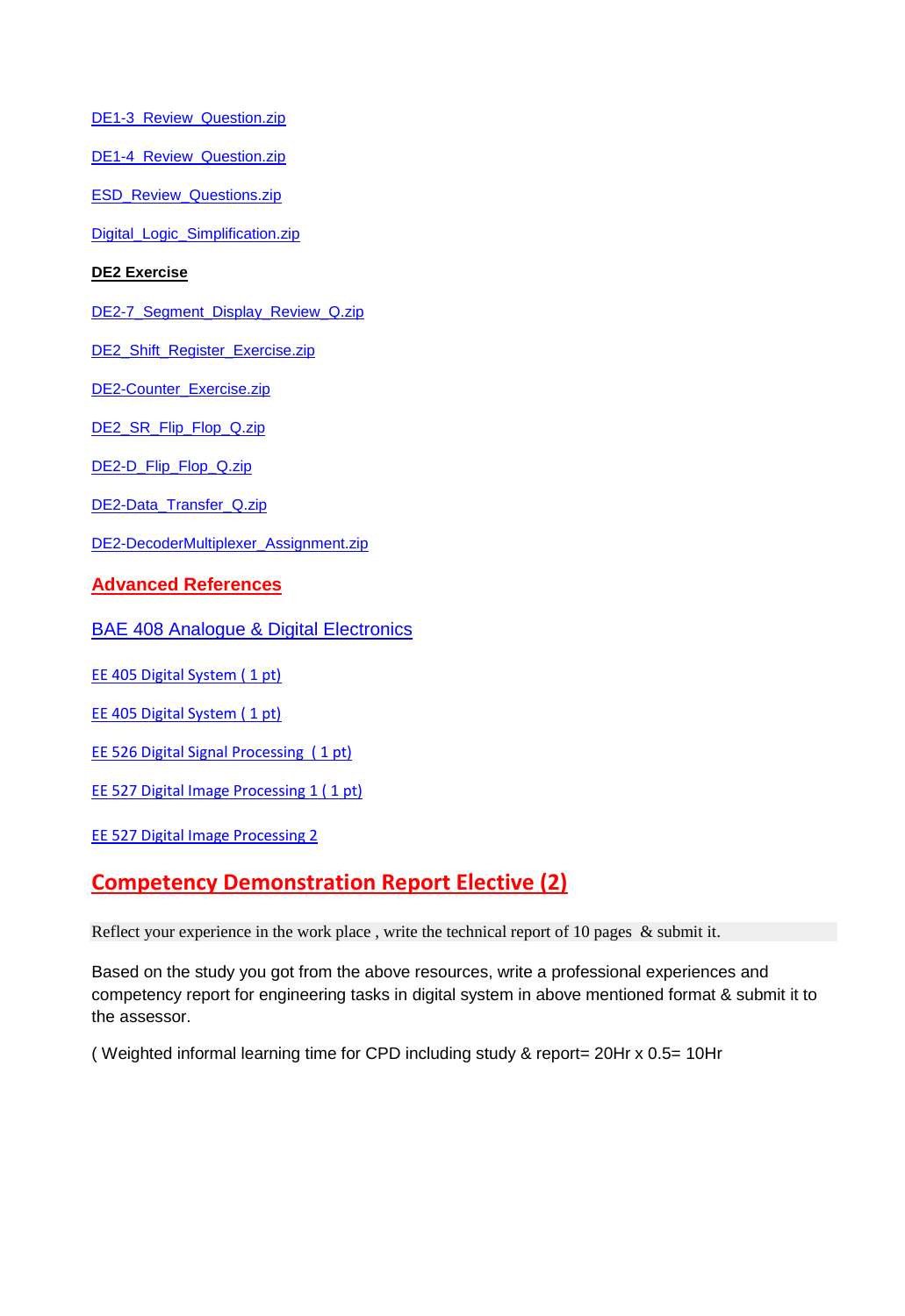DE1-3_Review_Question.zip

DE1-4_Review_Question.zip

ESD_Review_Questions.zip

Digital_Logic_Simplification.zip

**DE2 Exercise**

DE2-7_Segment_Display_Review_Q.zip

DE2_Shift_Register_Exercise.zip

DE2-Counter_Exercise.zip

DE2_SR_Flip_Flop_Q.zip

DE2-D_Flip_Flop_Q.zip

DE2-Data_Transfer_Q.zip

DE2-DecoderMultiplexer_Assignment.zip

## Advanced References

### BAE 408 Analogue & Digital Electronics

EE 405 Digital System ( 1 pt)

EE 405 Digital System ( 1 pt)

EE 526 Digital Signal Processing ( 1 pt)

EE 527 Digital Image Processing 1 ( 1 pt)

EE 527 Digital Image Processing 2

## Competency Demonstration Report Elective (2)

Reflect your experience in the work place , write the technical report of 10 pages & submit it.

Based on the study you got from the above resources, write a professional experiences and competency report for engineering tasks in digital system in above mentioned format & submit it to the assessor.

( Weighted informal learning time for CPD including study & report= 20Hr x 0.5= 10Hr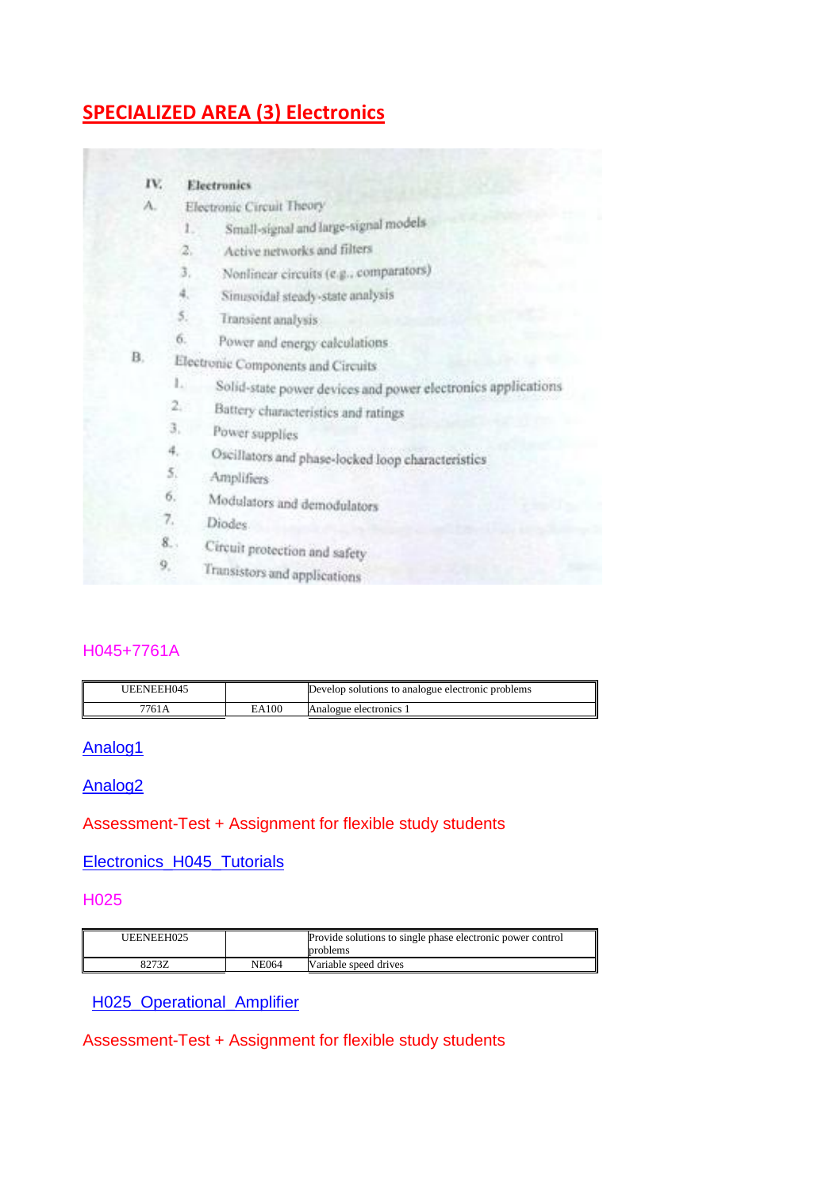## SPECIALIZED AREA (3) Electronics

IV. **Electronics**

A. Electronic Circuit Theory

1. Small-signal and large-signal models
2. Active networks and filters
3. Nonlinear circuits (e.g., comparators)
4. Sinusoidal steady-state analysis
5. Transient analysis
6. Power and energy calculations

B. Electronic Components and Circuits

1. Solid-state power devices and power electronics applications
2. Battery characteristics and ratings
3. Power supplies
4. Oscillators and phase-locked loop characteristics
5. Amplifiers
6. Modulators and demodulators
7. Diodes
8. Circuit protection and safety
9. Transistors and applications

H045+7761A

| UEENEEH045 | | Develop solutions to analogue electronic problems |
|---|---|---|
| 7761A | EA100 | Analogue electronics 1 |

Analog1

Analog2

Assessment-Test + Assignment for flexible study students

Electronics_H045_Tutorials

H025

| UEENEEH025 | | Provide solutions to single phase electronic power control problems |
|---|---|---|
| 8273Z | NE064 | Variable speed drives |

H025_Operational_Amplifier

Assessment-Test + Assignment for flexible study students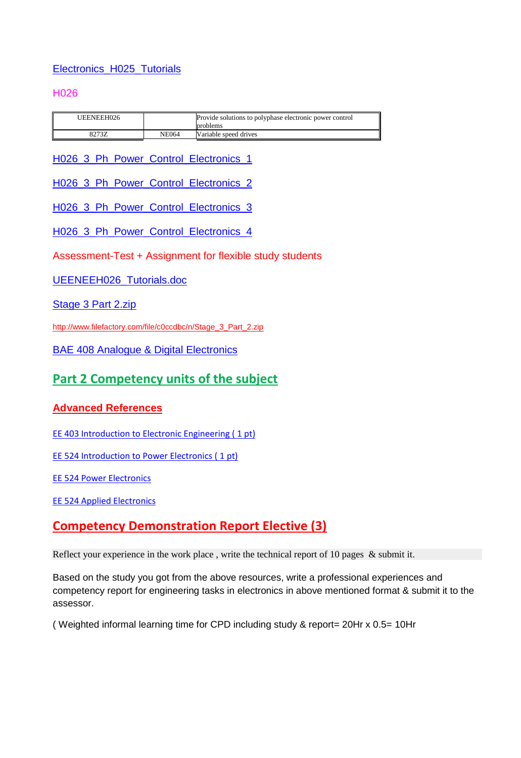[Electronics_H025_Tutorials]

H026

| UEENEEH026 | | Provide solutions to polyphase electronic power control problems |
| --- | --- | --- |
| 8273Z | NE064 | Variable speed drives |

[H026_3_Ph_Power_Control_Electronics_1]

[H026_3_Ph_Power_Control_Electronics_2]

[H026_3_Ph_Power_Control_Electronics_3]

[H026_3_Ph_Power_Control_Electronics_4]

Assessment-Test + Assignment for flexible study students

[UEENEEH026_Tutorials.doc]

[Stage 3 Part 2.zip]

http://www.filefactory.com/file/c0ccdbc/n/Stage_3_Part_2.zip

[BAE 408 Analogue & Digital Electronics]

## Part 2 Competency units of the subject

### Advanced References

[EE 403 Introduction to Electronic Engineering ( 1 pt)]

[EE 524 Introduction to Power Electronics ( 1 pt)]

[EE 524 Power Electronics]

[EE 524 Applied Electronics]

## Competency Demonstration Report Elective (3)

Reflect your experience in the work place , write the technical report of 10 pages & submit it.

Based on the study you got from the above resources, write a professional experiences and competency report for engineering tasks in electronics in above mentioned format & submit it to the assessor.

( Weighted informal learning time for CPD including study & report= 20Hr x 0.5= 10Hr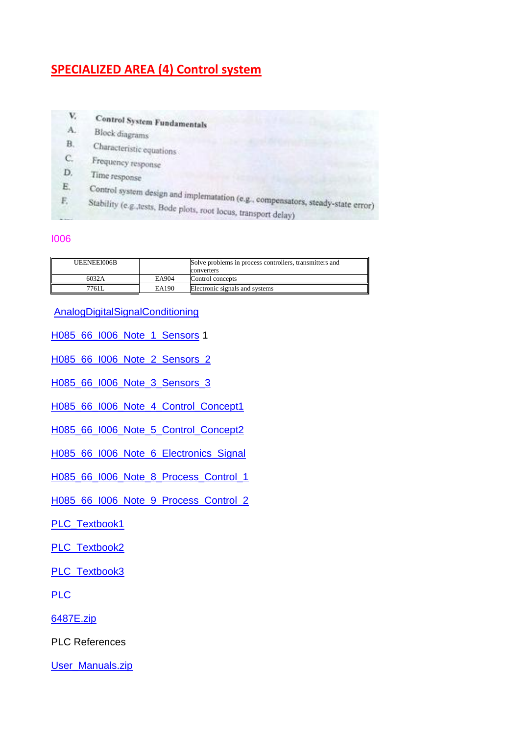## SPECIALIZED AREA (4) Control system

V. Control System Fundamentals

A. Block diagrams

B. Characteristic equations

C. Frequency response

D. Time response

E. Control system design and implematation (e.g., compensators, steady-state error)

F. Stability (e.g.,tests, Bode plots, root locus, transport delay)

I006

| UEENEEI006B | | Solve problems in process controllers, transmitters and converters |
|---|---|---|
| 6032A | EA904 | Control concepts |
| 7761L | EA190 | Electronic signals and systems |

AnalogDigitalSignalConditioning

H085_66_I006_Note_1_Sensors 1

H085_66_I006_Note_2_Sensors_2

H085_66_I006_Note_3_Sensors_3

H085_66_I006_Note_4_Control_Concept1

H085_66_I006_Note_5_Control_Concept2

H085_66_I006_Note_6_Electronics_Signal

H085_66_I006_Note_8_Process_Control_1

H085_66_I006_Note_9_Process_Control_2

PLC_Textbook1

PLC_Textbook2

PLC_Textbook3

PLC

6487E.zip

PLC References

User_Manuals.zip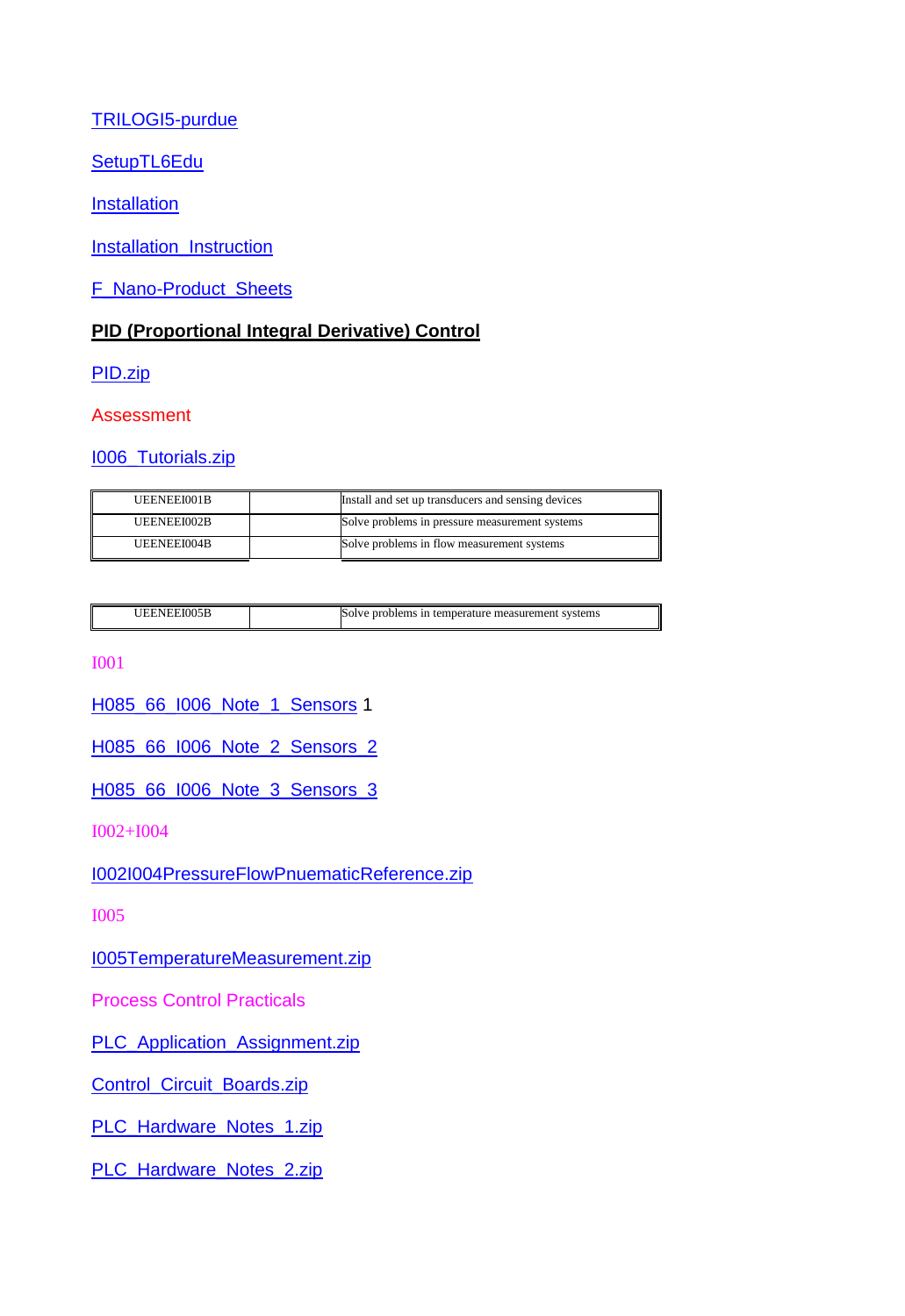TRILOGI5-purdue

SetupTL6Edu

Installation

Installation_Instruction

F_Nano-Product_Sheets

**PID (Proportional Integral Derivative) Control**

PID.zip

Assessment

I006_Tutorials.zip

| UEENEEI001B | | Install and set up transducers and sensing devices |
|---|---|---|
| UEENEEI002B | | Solve problems in pressure measurement systems |
| UEENEEI004B | | Solve problems in flow measurement systems |

| UEENEEI005B | | Solve problems in temperature measurement systems |
|---|---|---|

I001

H085_66_I006_Note_1_Sensors 1

H085_66_I006_Note_2_Sensors_2

H085_66_I006_Note_3_Sensors_3

I002+I004

I002I004PressureFlowPnuematicReference.zip

I005

I005TemperatureMeasurement.zip

Process Control Practicals

PLC_Application_Assignment.zip

Control_Circuit_Boards.zip

PLC_Hardware_Notes_1.zip

PLC_Hardware_Notes_2.zip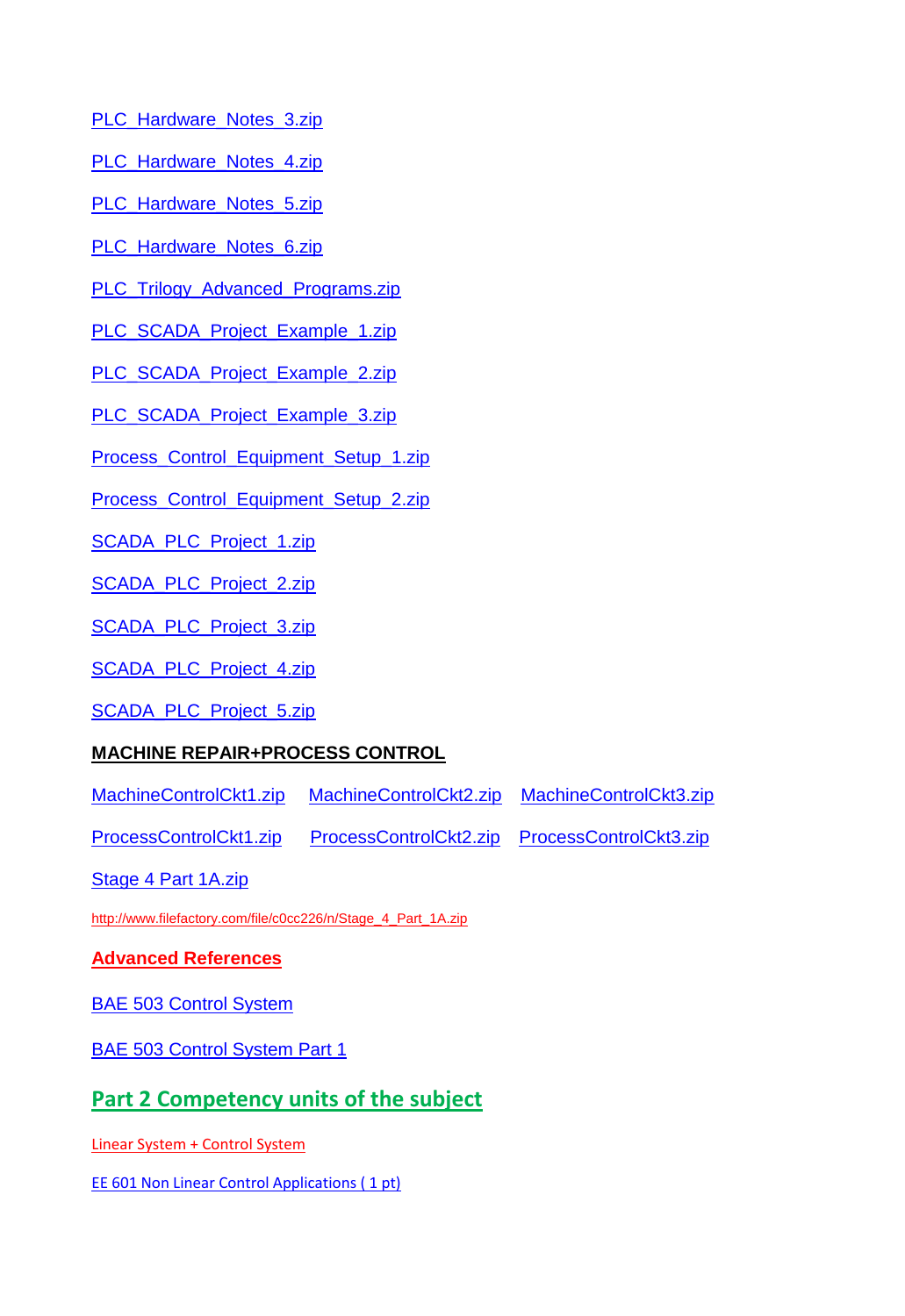PLC_Hardware_Notes_3.zip

PLC_Hardware_Notes_4.zip

PLC_Hardware_Notes_5.zip

PLC_Hardware_Notes_6.zip

PLC_Trilogy_Advanced_Programs.zip

PLC_SCADA_Project_Example_1.zip

PLC_SCADA_Project_Example_2.zip

PLC_SCADA_Project_Example_3.zip

Process_Control_Equipment_Setup_1.zip

Process_Control_Equipment_Setup_2.zip

SCADA_PLC_Project_1.zip

SCADA_PLC_Project_2.zip

SCADA_PLC_Project_3.zip

SCADA_PLC_Project_4.zip

SCADA_PLC_Project_5.zip

**MACHINE REPAIR+PROCESS CONTROL**

MachineControlCkt1.zip MachineControlCkt2.zip MachineControlCkt3.zip

ProcessControlCkt1.zip ProcessControlCkt2.zip ProcessControlCkt3.zip

Stage 4 Part 1A.zip

http://www.filefactory.com/file/c0cc226/n/Stage_4_Part_1A.zip

**Advanced References**

BAE 503 Control System

BAE 503 Control System Part 1

## Part 2 Competency units of the subject

Linear System + Control System

EE 601 Non Linear Control Applications ( 1 pt)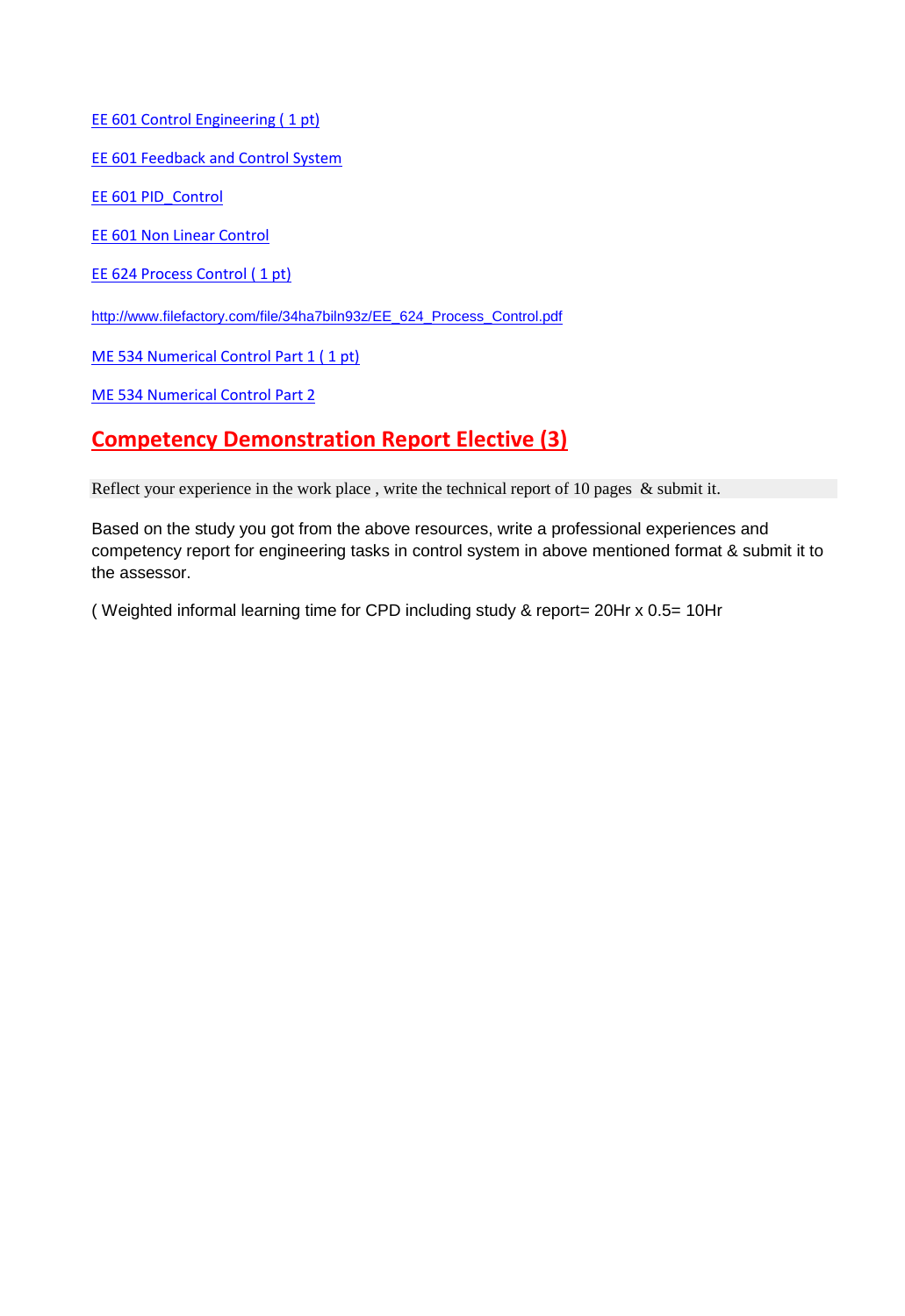EE 601 Control Engineering ( 1 pt)

EE 601 Feedback and Control System

EE 601 PID_Control

EE 601 Non Linear Control

EE 624 Process Control ( 1 pt)

http://www.filefactory.com/file/34ha7biln93z/EE_624_Process_Control.pdf

ME 534 Numerical Control Part 1 ( 1 pt)

ME 534 Numerical Control Part 2

## Competency Demonstration Report Elective (3)

Reflect your experience in the work place , write the technical report of 10 pages & submit it.

Based on the study you got from the above resources, write a professional experiences and competency report for engineering tasks in control system in above mentioned format & submit it to the assessor.

( Weighted informal learning time for CPD including study & report= 20Hr x 0.5= 10Hr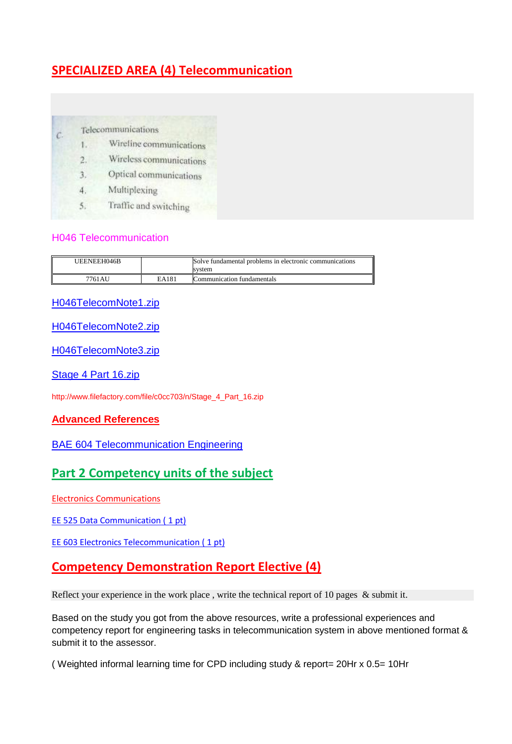## SPECIALIZED AREA (4) Telecommunication

C. Telecommunications
1. Wireline communications
2. Wireless communications
3. Optical communications
4. Multiplexing
5. Traffic and switching

H046 Telecommunication

| UEENEEH046B | | Solve fundamental problems in electronic communications system |
|---|---|---|
| 7761AU | EA181 | Communication fundamentals |

H046TelecomNote1.zip

H046TelecomNote2.zip

H046TelecomNote3.zip

Stage 4 Part 16.zip

http://www.filefactory.com/file/c0cc703/n/Stage_4_Part_16.zip

**Advanced References**

BAE 604 Telecommunication Engineering

## Part 2 Competency units of the subject

Electronics Communications

EE 525 Data Communication ( 1 pt)

EE 603 Electronics Telecommunication ( 1 pt)

## Competency Demonstration Report Elective (4)

Reflect your experience in the work place , write the technical report of 10 pages & submit it.

Based on the study you got from the above resources, write a professional experiences and competency report for engineering tasks in telecommunication system in above mentioned format & submit it to the assessor.

( Weighted informal learning time for CPD including study & report= 20Hr x 0.5= 10Hr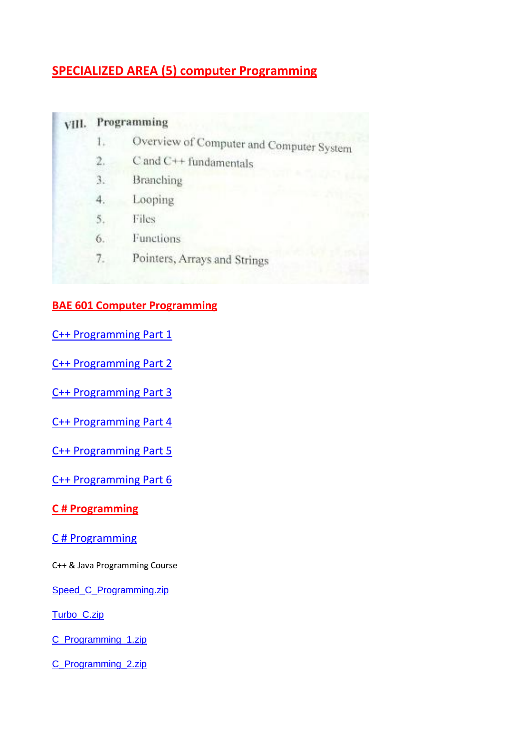## SPECIALIZED AREA (5) computer Programming

**VIII. Programming**

1. Overview of Computer and Computer System
2. C and C++ fundamentals
3. Branching
4. Looping
5. Files
6. Functions
7. Pointers, Arrays and Strings

## BAE 601 Computer Programming

C++ Programming Part 1

C++ Programming Part 2

C++ Programming Part 3

C++ Programming Part 4

C++ Programming Part 5

C++ Programming Part 6

## C # Programming

C # Programming

C++ & Java Programming Course

Speed_C_Programming.zip

Turbo_C.zip

C_Programming_1.zip

C_Programming_2.zip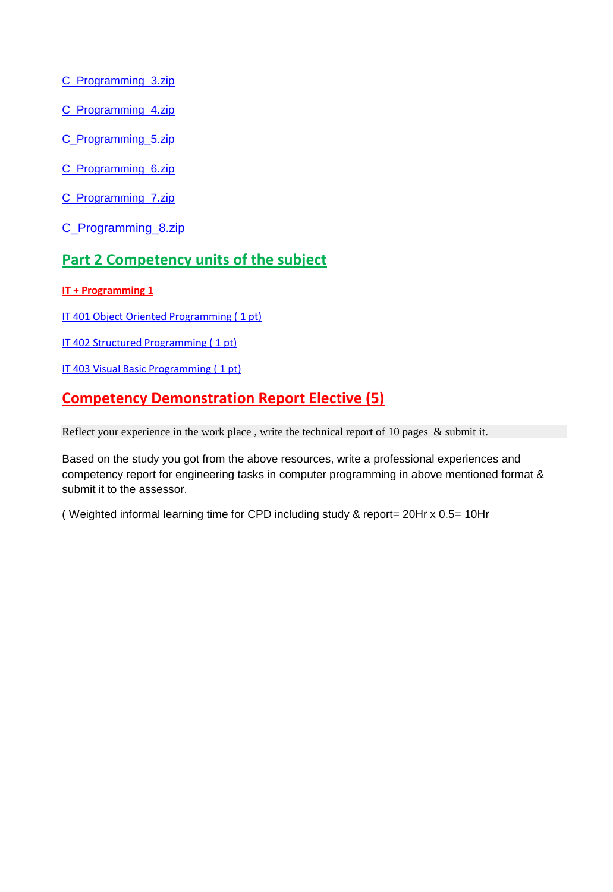C_Programming_3.zip

C_Programming_4.zip

C_Programming_5.zip

C_Programming_6.zip

C_Programming_7.zip

C_Programming_8.zip

## Part 2 Competency units of the subject

**IT + Programming 1**

IT 401 Object Oriented Programming ( 1 pt)

IT 402 Structured Programming ( 1 pt)

IT 403 Visual Basic Programming ( 1 pt)

## Competency Demonstration Report Elective (5)

Reflect your experience in the work place , write the technical report of 10 pages & submit it.

Based on the study you got from the above resources, write a professional experiences and competency report for engineering tasks in computer programming in above mentioned format & submit it to the assessor.

( Weighted informal learning time for CPD including study & report= 20Hr x 0.5= 10Hr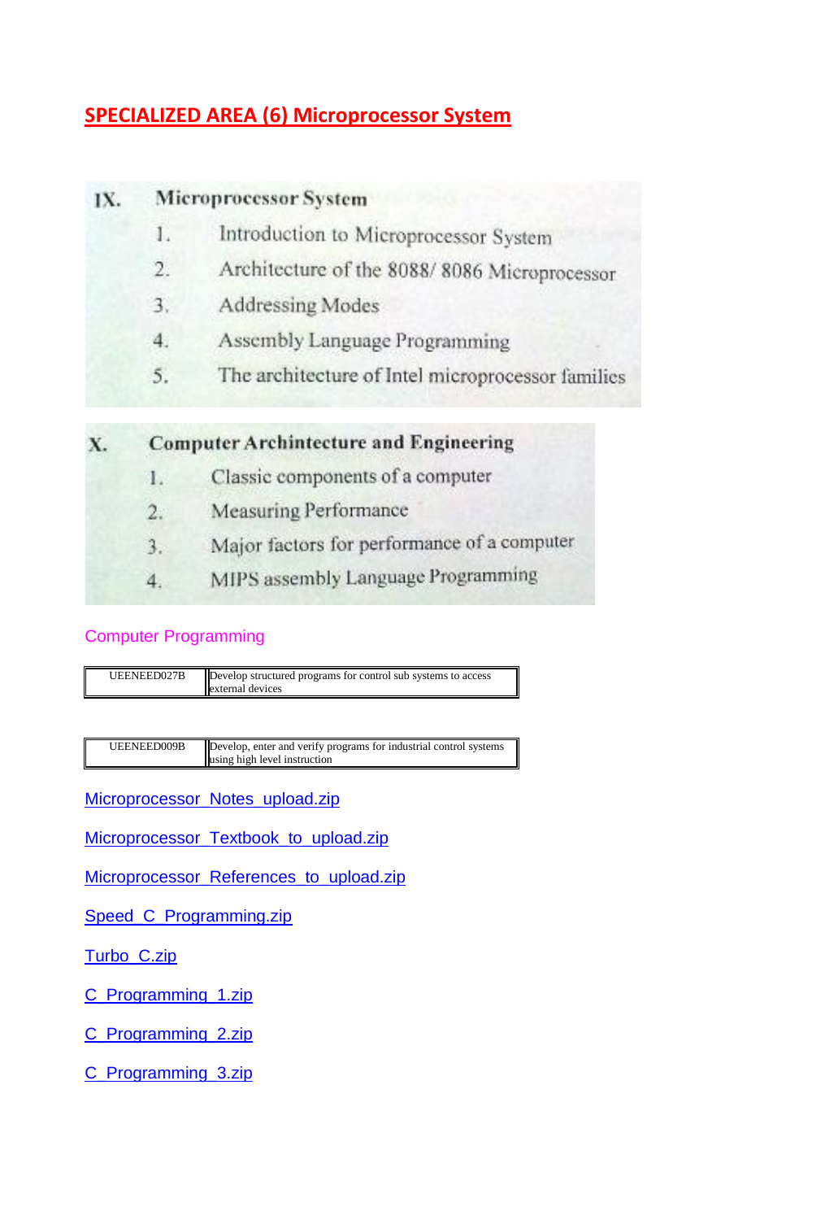## SPECIALIZED AREA (6) Microprocessor System

**IX. Microprocessor System**

1. Introduction to Microprocessor System
2. Architecture of the 8088/ 8086 Microprocessor
3. Addressing Modes
4. Assembly Language Programming
5. The architecture of Intel microprocessor families

**X. Computer Archintecture and Engineering**

1. Classic components of a computer
2. Measuring Performance
3. Major factors for performance of a computer
4. MIPS assembly Language Programming

Computer Programming

| UEENEED027B | Develop structured programs for control sub systems to access external devices |
|---|---|

| UEENEED009B | Develop, enter and verify programs for industrial control systems using high level instruction |
|---|---|

Microprocessor_Notes_upload.zip

Microprocessor_Textbook_to_upload.zip

Microprocessor_References_to_upload.zip

Speed_C_Programming.zip

Turbo_C.zip

C_Programming_1.zip

C_Programming_2.zip

C_Programming_3.zip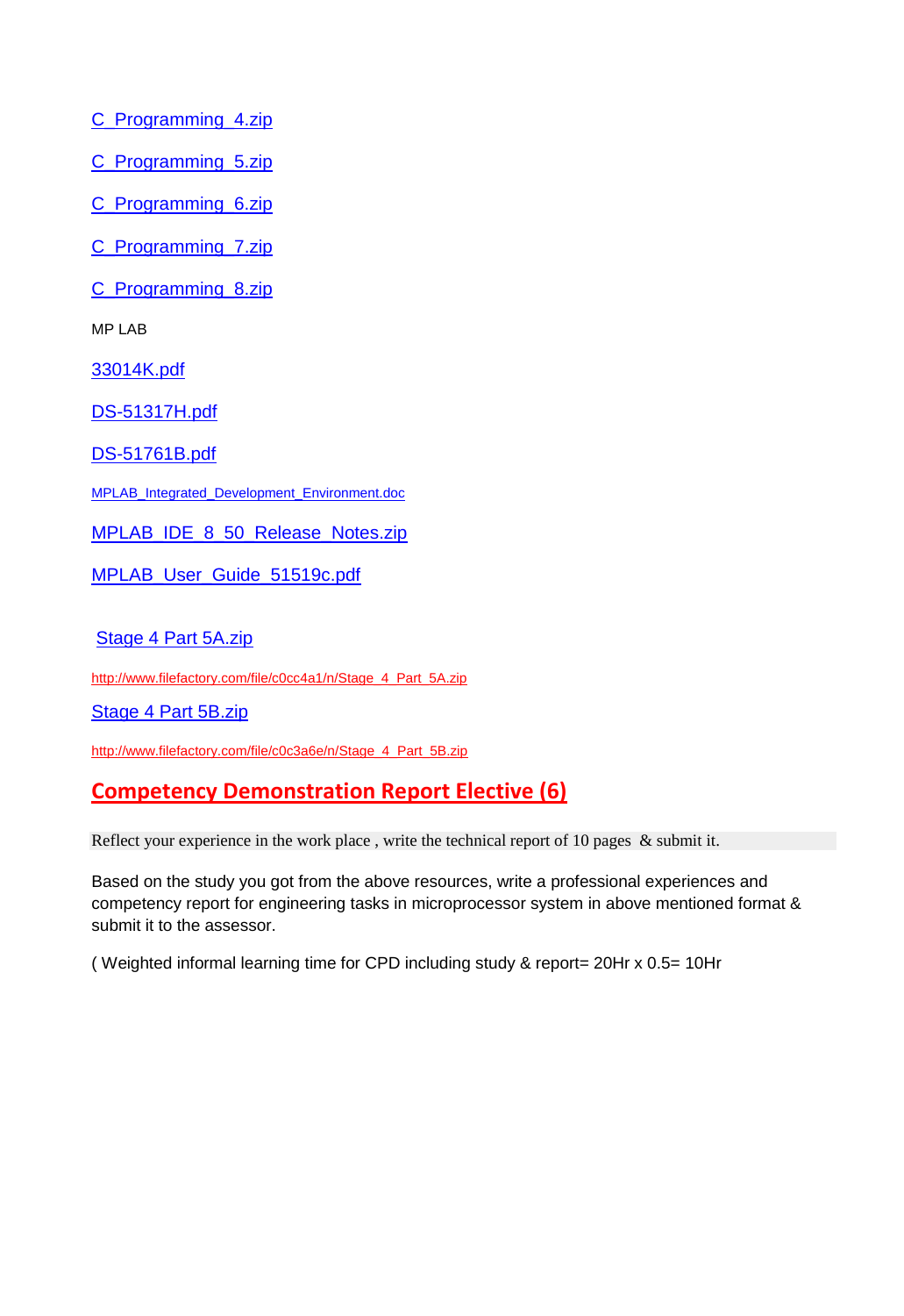C_Programming_4.zip

C_Programming_5.zip

C_Programming_6.zip

C_Programming_7.zip

C_Programming_8.zip

MP LAB

33014K.pdf

DS-51317H.pdf

DS-51761B.pdf

MPLAB_Integrated_Development_Environment.doc

MPLAB_IDE_8_50_Release_Notes.zip

MPLAB_User_Guide_51519c.pdf

Stage 4 Part 5A.zip

http://www.filefactory.com/file/c0cc4a1/n/Stage_4_Part_5A.zip

Stage 4 Part 5B.zip

http://www.filefactory.com/file/c0c3a6e/n/Stage_4_Part_5B.zip

## Competency Demonstration Report Elective (6)

Reflect your experience in the work place , write the technical report of 10 pages & submit it.

Based on the study you got from the above resources, write a professional experiences and competency report for engineering tasks in microprocessor system in above mentioned format & submit it to the assessor.

( Weighted informal learning time for CPD including study & report= 20Hr x 0.5= 10Hr